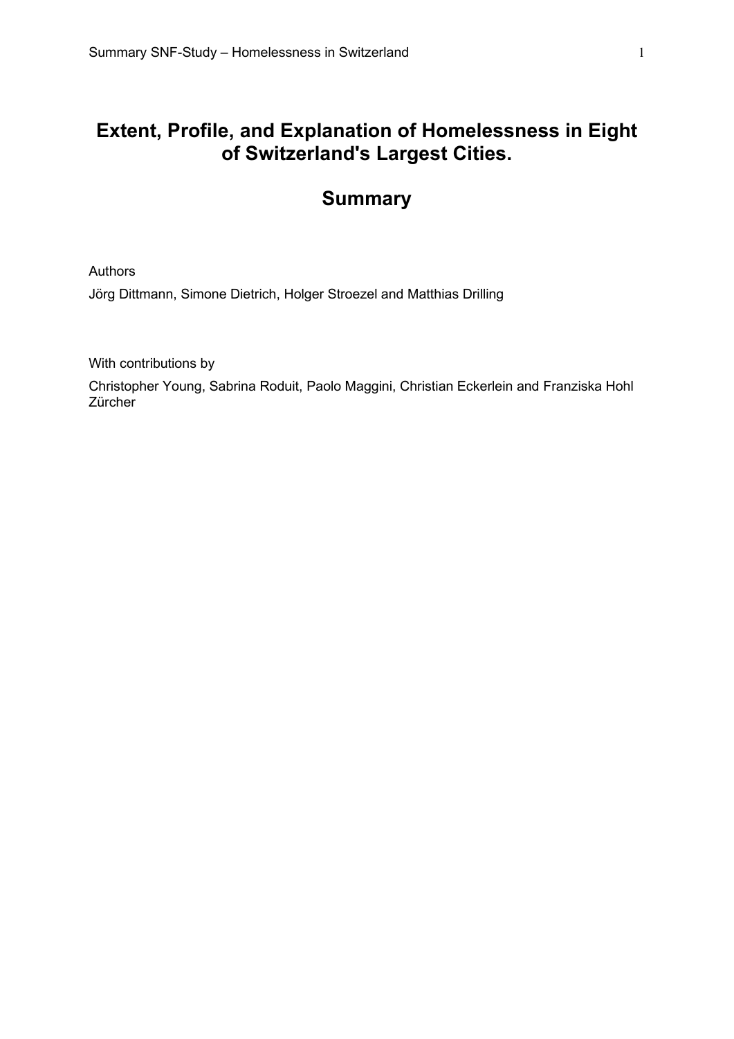# Extent, Profile, and Explanation of Homelessness in Eight of Switzerland's Largest Cities.

# Summary

Authors

Jörg Dittmann, Simone Dietrich, Holger Stroezel and Matthias Drilling

With contributions by

Christopher Young, Sabrina Roduit, Paolo Maggini, Christian Eckerlein and Franziska Hohl Zürcher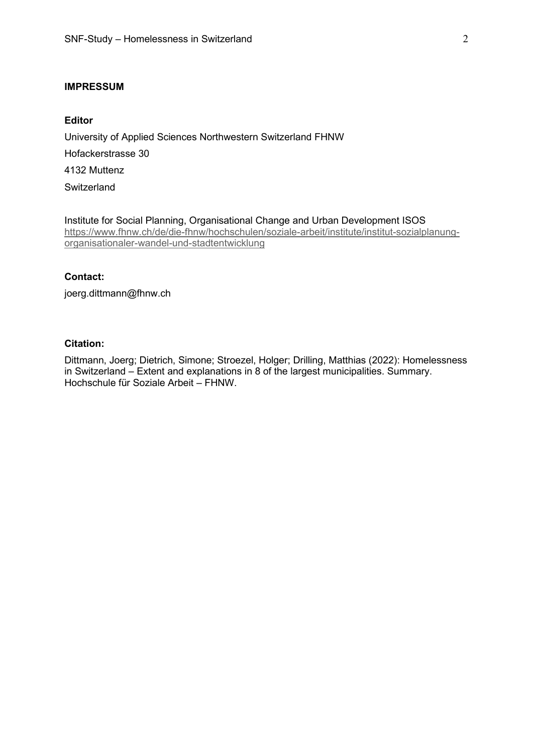**IMPRESSUM**

**Editor**

University of Applied Sciences Northwestern Switzerland FHNW

Hofackerstrasse 30

4132 Muttenz

Switzerland

Institute for Social Planning, Organisational Change and Urban Development ISOS
[https://www.fhnw.ch/de/die-fhnw/hochschulen/soziale-arbeit/institute/institut-sozialplanung-organisationaler-wandel-und-stadtentwicklung](https://www.fhnw.ch/de/die-fhnw/hochschulen/soziale-arbeit/institute/institut-sozialplanung-organisationaler-wandel-und-stadtentwicklung)

**Contact:**

joerg.dittmann@fhnw.ch

**Citation:**

Dittmann, Joerg; Dietrich, Simone; Stroezel, Holger; Drilling, Matthias (2022): Homelessness in Switzerland – Extent and explanations in 8 of the largest municipalities. Summary. Hochschule für Soziale Arbeit – FHNW.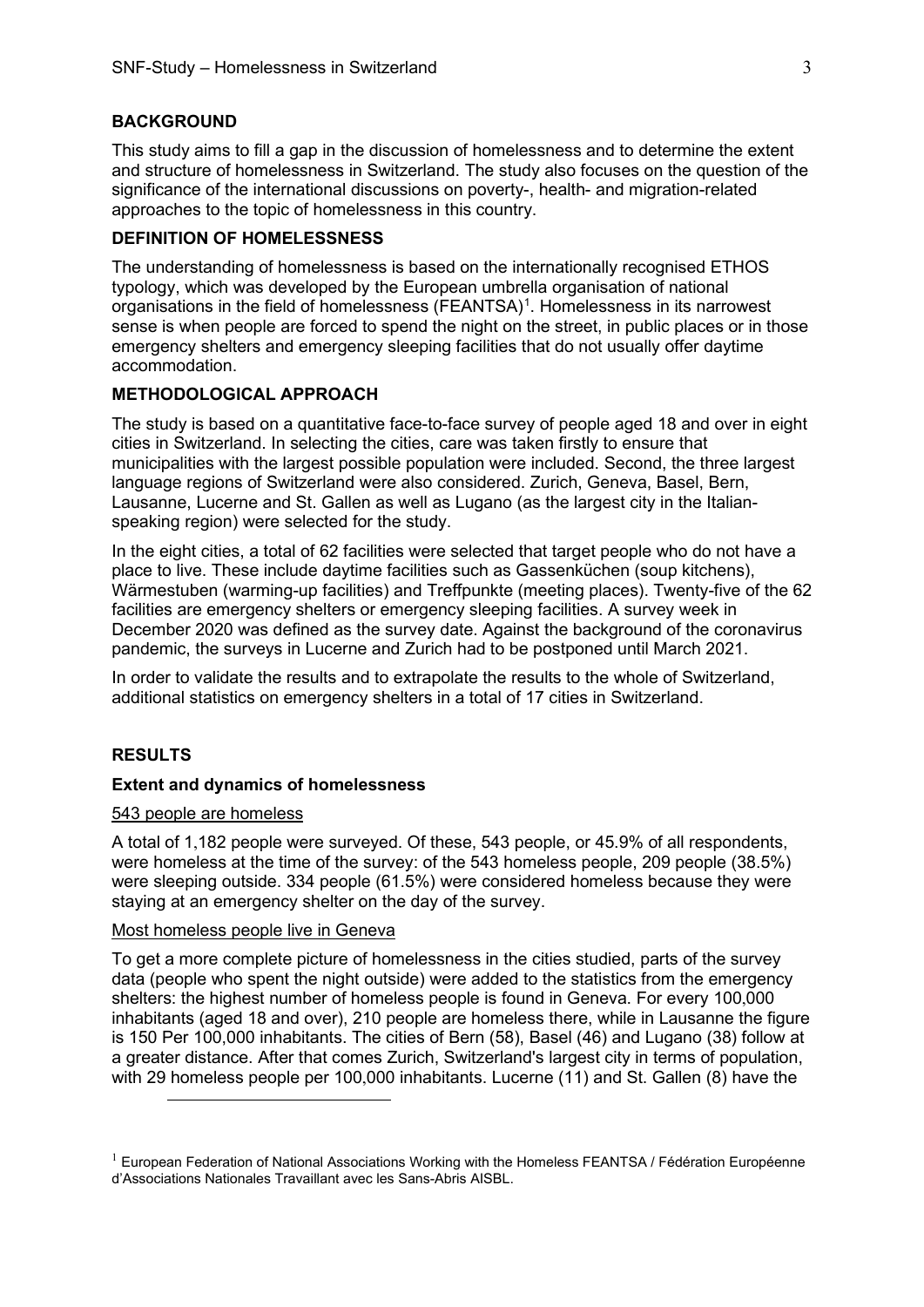## BACKGROUND

This study aims to fill a gap in the discussion of homelessness and to determine the extent and structure of homelessness in Switzerland. The study also focuses on the question of the significance of the international discussions on poverty-, health- and migration-related approaches to the topic of homelessness in this country.

## DEFINITION OF HOMELESSNESS

The understanding of homelessness is based on the internationally recognised ETHOS typology, which was developed by the European umbrella organisation of national organisations in the field of homelessness (FEANTSA)[1]. Homelessness in its narrowest sense is when people are forced to spend the night on the street, in public places or in those emergency shelters and emergency sleeping facilities that do not usually offer daytime accommodation.

## METHODOLOGICAL APPROACH

The study is based on a quantitative face-to-face survey of people aged 18 and over in eight cities in Switzerland. In selecting the cities, care was taken firstly to ensure that municipalities with the largest possible population were included. Second, the three largest language regions of Switzerland were also considered. Zurich, Geneva, Basel, Bern, Lausanne, Lucerne and St. Gallen as well as Lugano (as the largest city in the Italian-speaking region) were selected for the study.

In the eight cities, a total of 62 facilities were selected that target people who do not have a place to live. These include daytime facilities such as Gassenküchen (soup kitchens), Wärmestuben (warming-up facilities) and Treffpunkte (meeting places). Twenty-five of the 62 facilities are emergency shelters or emergency sleeping facilities. A survey week in December 2020 was defined as the survey date. Against the background of the coronavirus pandemic, the surveys in Lucerne and Zurich had to be postponed until March 2021.

In order to validate the results and to extrapolate the results to the whole of Switzerland, additional statistics on emergency shelters in a total of 17 cities in Switzerland.

## RESULTS

### Extent and dynamics of homelessness

543 people are homeless

A total of 1,182 people were surveyed. Of these, 543 people, or 45.9% of all respondents, were homeless at the time of the survey: of the 543 homeless people, 209 people (38.5%) were sleeping outside. 334 people (61.5%) were considered homeless because they were staying at an emergency shelter on the day of the survey.

Most homeless people live in Geneva

To get a more complete picture of homelessness in the cities studied, parts of the survey data (people who spent the night outside) were added to the statistics from the emergency shelters: the highest number of homeless people is found in Geneva. For every 100,000 inhabitants (aged 18 and over), 210 people are homeless there, while in Lausanne the figure is 150 Per 100,000 inhabitants. The cities of Bern (58), Basel (46) and Lugano (38) follow at a greater distance. After that comes Zurich, Switzerland's largest city in terms of population, with 29 homeless people per 100,000 inhabitants. Lucerne (11) and St. Gallen (8) have the

[1] European Federation of National Associations Working with the Homeless FEANTSA / Fédération Européenne d'Associations Nationales Travaillant avec les Sans-Abris AISBL.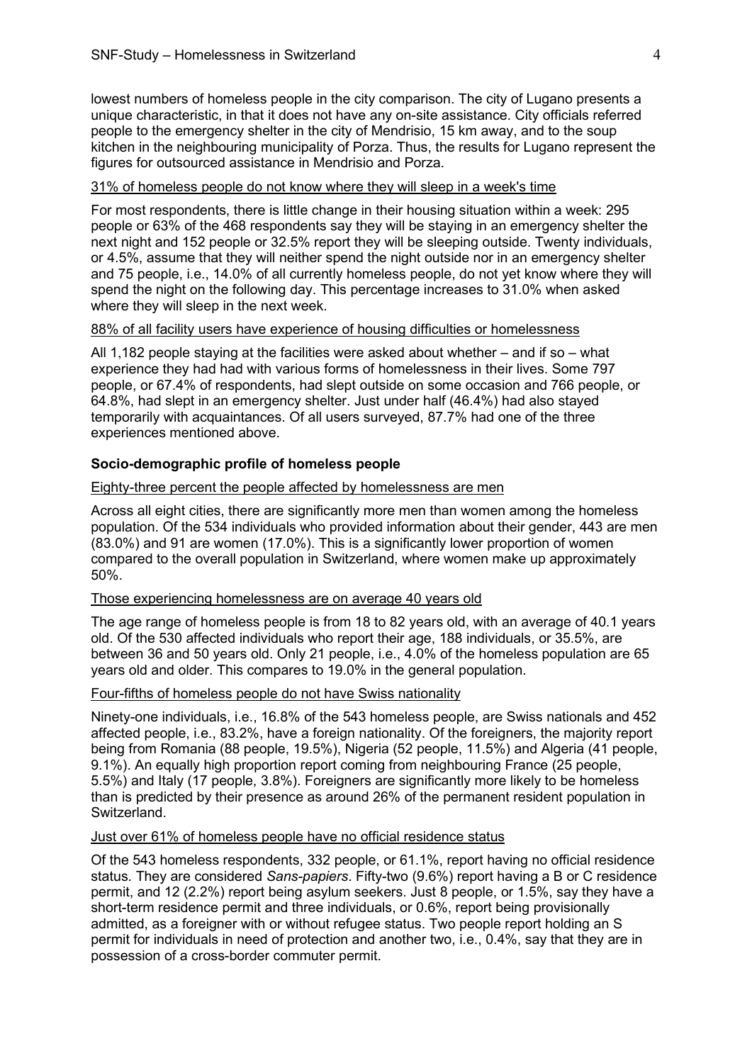lowest numbers of homeless people in the city comparison. The city of Lugano presents a unique characteristic, in that it does not have any on-site assistance. City officials referred people to the emergency shelter in the city of Mendrisio, 15 km away, and to the soup kitchen in the neighbouring municipality of Porza. Thus, the results for Lugano represent the figures for outsourced assistance in Mendrisio and Porza.

<u>31% of homeless people do not know where they will sleep in a week's time</u>

For most respondents, there is little change in their housing situation within a week: 295 people or 63% of the 468 respondents say they will be staying in an emergency shelter the next night and 152 people or 32.5% report they will be sleeping outside. Twenty individuals, or 4.5%, assume that they will neither spend the night outside nor in an emergency shelter and 75 people, i.e., 14.0% of all currently homeless people, do not yet know where they will spend the night on the following day. This percentage increases to 31.0% when asked where they will sleep in the next week.

<u>88% of all facility users have experience of housing difficulties or homelessness</u>

All 1,182 people staying at the facilities were asked about whether – and if so – what experience they had had with various forms of homelessness in their lives. Some 797 people, or 67.4% of respondents, had slept outside on some occasion and 766 people, or 64.8%, had slept in an emergency shelter. Just under half (46.4%) had also stayed temporarily with acquaintances. Of all users surveyed, 87.7% had one of the three experiences mentioned above.

### Socio-demographic profile of homeless people

<u>Eighty-three percent the people affected by homelessness are men</u>

Across all eight cities, there are significantly more men than women among the homeless population. Of the 534 individuals who provided information about their gender, 443 are men (83.0%) and 91 are women (17.0%). This is a significantly lower proportion of women compared to the overall population in Switzerland, where women make up approximately 50%.

<u>Those experiencing homelessness are on average 40 years old</u>

The age range of homeless people is from 18 to 82 years old, with an average of 40.1 years old. Of the 530 affected individuals who report their age, 188 individuals, or 35.5%, are between 36 and 50 years old. Only 21 people, i.e., 4.0% of the homeless population are 65 years old and older. This compares to 19.0% in the general population.

<u>Four-fifths of homeless people do not have Swiss nationality</u>

Ninety-one individuals, i.e., 16.8% of the 543 homeless people, are Swiss nationals and 452 affected people, i.e., 83.2%, have a foreign nationality. Of the foreigners, the majority report being from Romania (88 people, 19.5%), Nigeria (52 people, 11.5%) and Algeria (41 people, 9.1%). An equally high proportion report coming from neighbouring France (25 people, 5.5%) and Italy (17 people, 3.8%). Foreigners are significantly more likely to be homeless than is predicted by their presence as around 26% of the permanent resident population in Switzerland.

<u>Just over 61% of homeless people have no official residence status</u>

Of the 543 homeless respondents, 332 people, or 61.1%, report having no official residence status. They are considered *Sans-papiers*. Fifty-two (9.6%) report having a B or C residence permit, and 12 (2.2%) report being asylum seekers. Just 8 people, or 1.5%, say they have a short-term residence permit and three individuals, or 0.6%, report being provisionally admitted, as a foreigner with or without refugee status. Two people report holding an S permit for individuals in need of protection and another two, i.e., 0.4%, say that they are in possession of a cross-border commuter permit.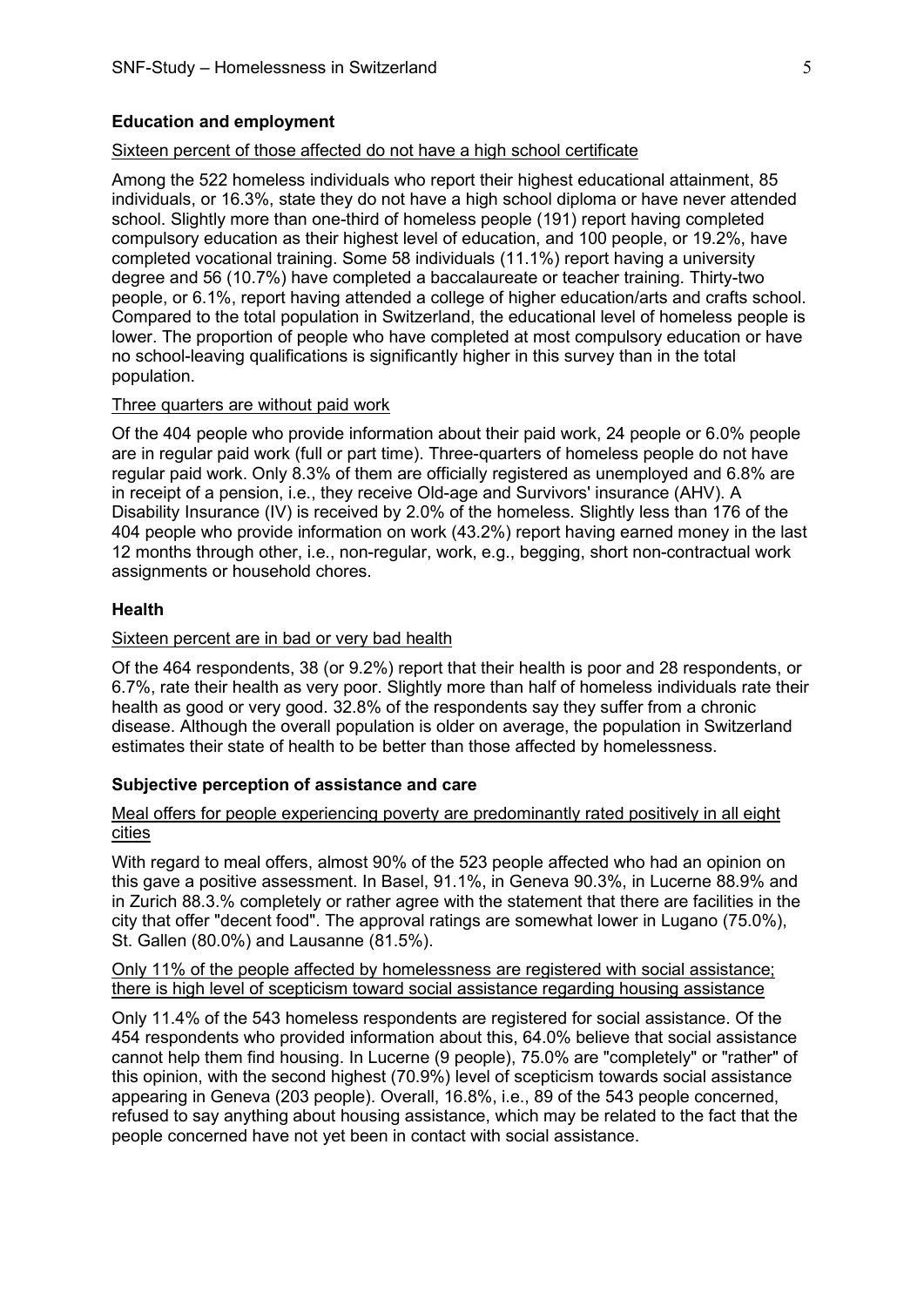### Education and employment

Sixteen percent of those affected do not have a high school certificate

Among the 522 homeless individuals who report their highest educational attainment, 85 individuals, or 16.3%, state they do not have a high school diploma or have never attended school. Slightly more than one-third of homeless people (191) report having completed compulsory education as their highest level of education, and 100 people, or 19.2%, have completed vocational training. Some 58 individuals (11.1%) report having a university degree and 56 (10.7%) have completed a baccalaureate or teacher training. Thirty-two people, or 6.1%, report having attended a college of higher education/arts and crafts school. Compared to the total population in Switzerland, the educational level of homeless people is lower. The proportion of people who have completed at most compulsory education or have no school-leaving qualifications is significantly higher in this survey than in the total population.

Three quarters are without paid work

Of the 404 people who provide information about their paid work, 24 people or 6.0% people are in regular paid work (full or part time). Three-quarters of homeless people do not have regular paid work. Only 8.3% of them are officially registered as unemployed and 6.8% are in receipt of a pension, i.e., they receive Old-age and Survivors' insurance (AHV). A Disability Insurance (IV) is received by 2.0% of the homeless. Slightly less than 176 of the 404 people who provide information on work (43.2%) report having earned money in the last 12 months through other, i.e., non-regular, work, e.g., begging, short non-contractual work assignments or household chores.

### Health

Sixteen percent are in bad or very bad health

Of the 464 respondents, 38 (or 9.2%) report that their health is poor and 28 respondents, or 6.7%, rate their health as very poor. Slightly more than half of homeless individuals rate their health as good or very good. 32.8% of the respondents say they suffer from a chronic disease. Although the overall population is older on average, the population in Switzerland estimates their state of health to be better than those affected by homelessness.

### Subjective perception of assistance and care

Meal offers for people experiencing poverty are predominantly rated positively in all eight cities

With regard to meal offers, almost 90% of the 523 people affected who had an opinion on this gave a positive assessment. In Basel, 91.1%, in Geneva 90.3%, in Lucerne 88.9% and in Zurich 88.3.% completely or rather agree with the statement that there are facilities in the city that offer "decent food". The approval ratings are somewhat lower in Lugano (75.0%), St. Gallen (80.0%) and Lausanne (81.5%).

Only 11% of the people affected by homelessness are registered with social assistance; there is high level of scepticism toward social assistance regarding housing assistance

Only 11.4% of the 543 homeless respondents are registered for social assistance. Of the 454 respondents who provided information about this, 64.0% believe that social assistance cannot help them find housing. In Lucerne (9 people), 75.0% are "completely" or "rather" of this opinion, with the second highest (70.9%) level of scepticism towards social assistance appearing in Geneva (203 people). Overall, 16.8%, i.e., 89 of the 543 people concerned, refused to say anything about housing assistance, which may be related to the fact that the people concerned have not yet been in contact with social assistance.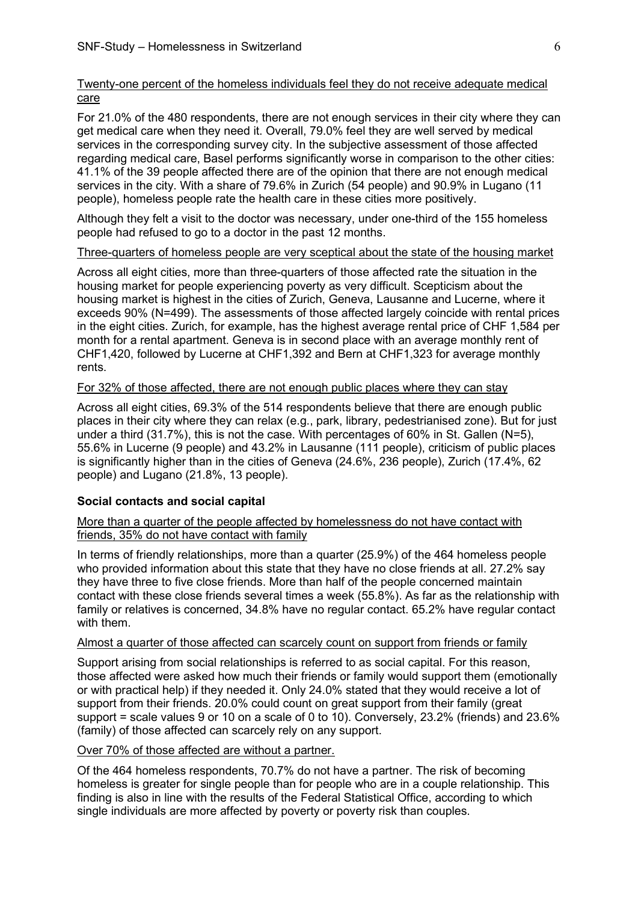Twenty-one percent of the homeless individuals feel they do not receive adequate medical care

For 21.0% of the 480 respondents, there are not enough services in their city where they can get medical care when they need it. Overall, 79.0% feel they are well served by medical services in the corresponding survey city. In the subjective assessment of those affected regarding medical care, Basel performs significantly worse in comparison to the other cities: 41.1% of the 39 people affected there are of the opinion that there are not enough medical services in the city. With a share of 79.6% in Zurich (54 people) and 90.9% in Lugano (11 people), homeless people rate the health care in these cities more positively.

Although they felt a visit to the doctor was necessary, under one-third of the 155 homeless people had refused to go to a doctor in the past 12 months.

Three-quarters of homeless people are very sceptical about the state of the housing market

Across all eight cities, more than three-quarters of those affected rate the situation in the housing market for people experiencing poverty as very difficult. Scepticism about the housing market is highest in the cities of Zurich, Geneva, Lausanne and Lucerne, where it exceeds 90% (N=499). The assessments of those affected largely coincide with rental prices in the eight cities. Zurich, for example, has the highest average rental price of CHF 1,584 per month for a rental apartment. Geneva is in second place with an average monthly rent of CHF1,420, followed by Lucerne at CHF1,392 and Bern at CHF1,323 for average monthly rents.

For 32% of those affected, there are not enough public places where they can stay

Across all eight cities, 69.3% of the 514 respondents believe that there are enough public places in their city where they can relax (e.g., park, library, pedestrianised zone). But for just under a third (31.7%), this is not the case. With percentages of 60% in St. Gallen (N=5), 55.6% in Lucerne (9 people) and 43.2% in Lausanne (111 people), criticism of public places is significantly higher than in the cities of Geneva (24.6%, 236 people), Zurich (17.4%, 62 people) and Lugano (21.8%, 13 people).

**Social contacts and social capital**

More than a quarter of the people affected by homelessness do not have contact with friends, 35% do not have contact with family

In terms of friendly relationships, more than a quarter (25.9%) of the 464 homeless people who provided information about this state that they have no close friends at all. 27.2% say they have three to five close friends. More than half of the people concerned maintain contact with these close friends several times a week (55.8%). As far as the relationship with family or relatives is concerned, 34.8% have no regular contact. 65.2% have regular contact with them.

Almost a quarter of those affected can scarcely count on support from friends or family

Support arising from social relationships is referred to as social capital. For this reason, those affected were asked how much their friends or family would support them (emotionally or with practical help) if they needed it. Only 24.0% stated that they would receive a lot of support from their friends. 20.0% could count on great support from their family (great support = scale values 9 or 10 on a scale of 0 to 10). Conversely, 23.2% (friends) and 23.6% (family) of those affected can scarcely rely on any support.

Over 70% of those affected are without a partner.

Of the 464 homeless respondents, 70.7% do not have a partner. The risk of becoming homeless is greater for single people than for people who are in a couple relationship. This finding is also in line with the results of the Federal Statistical Office, according to which single individuals are more affected by poverty or poverty risk than couples.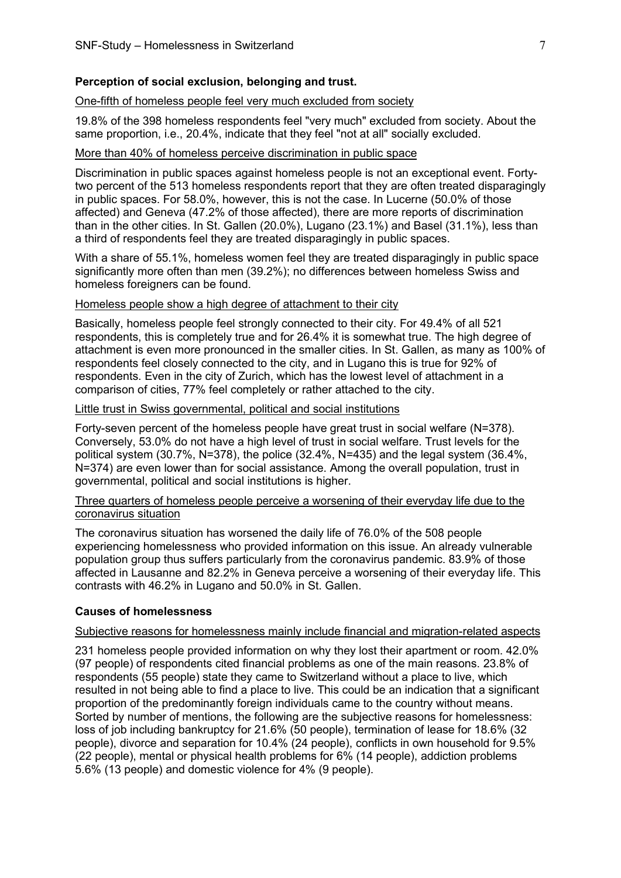## Perception of social exclusion, belonging and trust.

One-fifth of homeless people feel very much excluded from society

19.8% of the 398 homeless respondents feel "very much" excluded from society. About the same proportion, i.e., 20.4%, indicate that they feel "not at all" socially excluded.

More than 40% of homeless perceive discrimination in public space

Discrimination in public spaces against homeless people is not an exceptional event. Forty-two percent of the 513 homeless respondents report that they are often treated disparagingly in public spaces. For 58.0%, however, this is not the case. In Lucerne (50.0% of those affected) and Geneva (47.2% of those affected), there are more reports of discrimination than in the other cities. In St. Gallen (20.0%), Lugano (23.1%) and Basel (31.1%), less than a third of respondents feel they are treated disparagingly in public spaces.

With a share of 55.1%, homeless women feel they are treated disparagingly in public space significantly more often than men (39.2%); no differences between homeless Swiss and homeless foreigners can be found.

Homeless people show a high degree of attachment to their city

Basically, homeless people feel strongly connected to their city. For 49.4% of all 521 respondents, this is completely true and for 26.4% it is somewhat true. The high degree of attachment is even more pronounced in the smaller cities. In St. Gallen, as many as 100% of respondents feel closely connected to the city, and in Lugano this is true for 92% of respondents. Even in the city of Zurich, which has the lowest level of attachment in a comparison of cities, 77% feel completely or rather attached to the city.

Little trust in Swiss governmental, political and social institutions

Forty-seven percent of the homeless people have great trust in social welfare (N=378). Conversely, 53.0% do not have a high level of trust in social welfare. Trust levels for the political system (30.7%, N=378), the police (32.4%, N=435) and the legal system (36.4%, N=374) are even lower than for social assistance. Among the overall population, trust in governmental, political and social institutions is higher.

Three quarters of homeless people perceive a worsening of their everyday life due to the coronavirus situation

The coronavirus situation has worsened the daily life of 76.0% of the 508 people experiencing homelessness who provided information on this issue. An already vulnerable population group thus suffers particularly from the coronavirus pandemic. 83.9% of those affected in Lausanne and 82.2% in Geneva perceive a worsening of their everyday life. This contrasts with 46.2% in Lugano and 50.0% in St. Gallen.

## Causes of homelessness

Subjective reasons for homelessness mainly include financial and migration-related aspects

231 homeless people provided information on why they lost their apartment or room. 42.0% (97 people) of respondents cited financial problems as one of the main reasons. 23.8% of respondents (55 people) state they came to Switzerland without a place to live, which resulted in not being able to find a place to live. This could be an indication that a significant proportion of the predominantly foreign individuals came to the country without means. Sorted by number of mentions, the following are the subjective reasons for homelessness: loss of job including bankruptcy for 21.6% (50 people), termination of lease for 18.6% (32 people), divorce and separation for 10.4% (24 people), conflicts in own household for 9.5% (22 people), mental or physical health problems for 6% (14 people), addiction problems 5.6% (13 people) and domestic violence for 4% (9 people).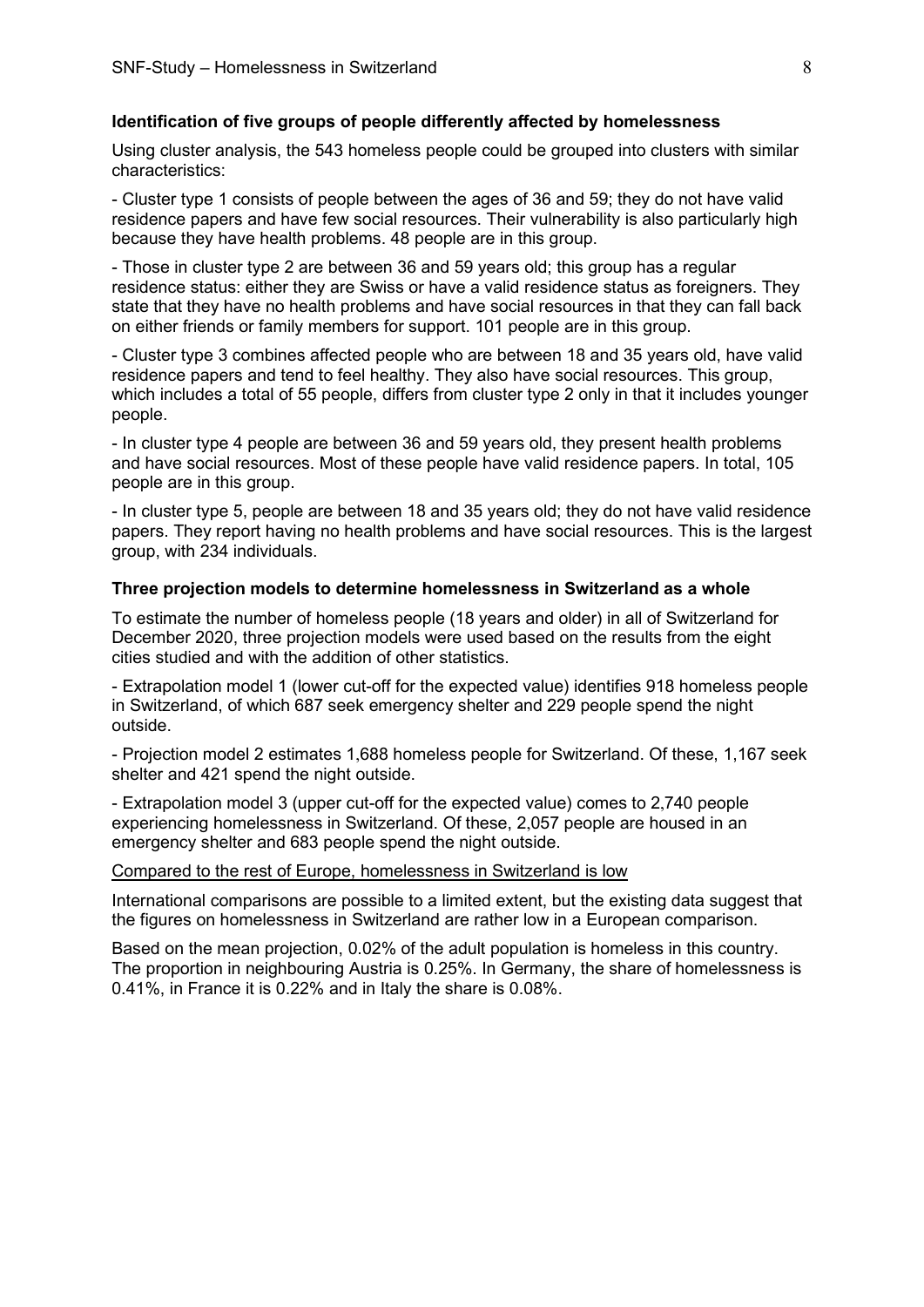**Identification of five groups of people differently affected by homelessness**

Using cluster analysis, the 543 homeless people could be grouped into clusters with similar characteristics:

- Cluster type 1 consists of people between the ages of 36 and 59; they do not have valid residence papers and have few social resources. Their vulnerability is also particularly high because they have health problems. 48 people are in this group.

- Those in cluster type 2 are between 36 and 59 years old; this group has a regular residence status: either they are Swiss or have a valid residence status as foreigners. They state that they have no health problems and have social resources in that they can fall back on either friends or family members for support. 101 people are in this group.

- Cluster type 3 combines affected people who are between 18 and 35 years old, have valid residence papers and tend to feel healthy. They also have social resources. This group, which includes a total of 55 people, differs from cluster type 2 only in that it includes younger people.

- In cluster type 4 people are between 36 and 59 years old, they present health problems and have social resources. Most of these people have valid residence papers. In total, 105 people are in this group.

- In cluster type 5, people are between 18 and 35 years old; they do not have valid residence papers. They report having no health problems and have social resources. This is the largest group, with 234 individuals.

**Three projection models to determine homelessness in Switzerland as a whole**

To estimate the number of homeless people (18 years and older) in all of Switzerland for December 2020, three projection models were used based on the results from the eight cities studied and with the addition of other statistics.

- Extrapolation model 1 (lower cut-off for the expected value) identifies 918 homeless people in Switzerland, of which 687 seek emergency shelter and 229 people spend the night outside.

- Projection model 2 estimates 1,688 homeless people for Switzerland. Of these, 1,167 seek shelter and 421 spend the night outside.

- Extrapolation model 3 (upper cut-off for the expected value) comes to 2,740 people experiencing homelessness in Switzerland. Of these, 2,057 people are housed in an emergency shelter and 683 people spend the night outside.

<u>Compared to the rest of Europe, homelessness in Switzerland is low</u>

International comparisons are possible to a limited extent, but the existing data suggest that the figures on homelessness in Switzerland are rather low in a European comparison.

Based on the mean projection, 0.02% of the adult population is homeless in this country. The proportion in neighbouring Austria is 0.25%. In Germany, the share of homelessness is 0.41%, in France it is 0.22% and in Italy the share is 0.08%.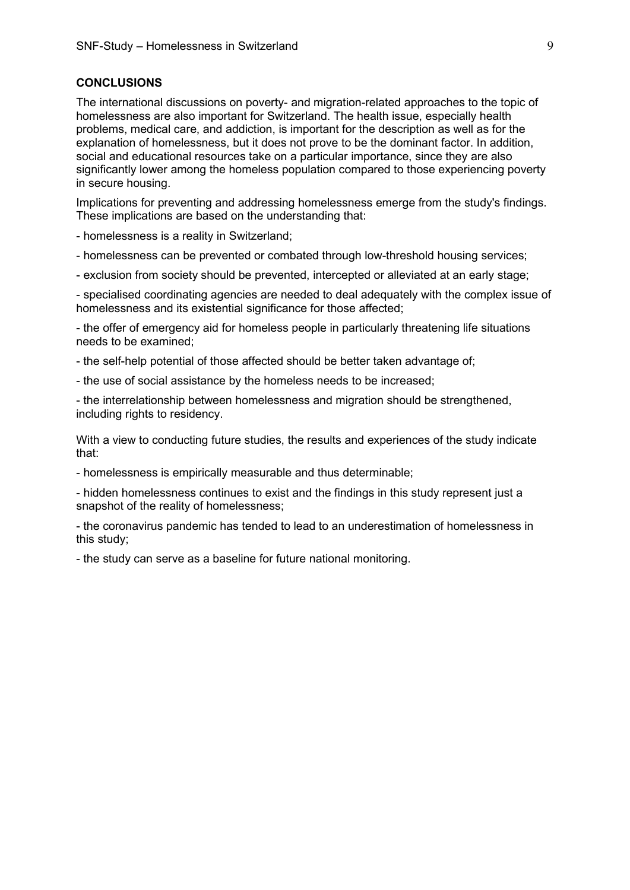## CONCLUSIONS

The international discussions on poverty- and migration-related approaches to the topic of homelessness are also important for Switzerland. The health issue, especially health problems, medical care, and addiction, is important for the description as well as for the explanation of homelessness, but it does not prove to be the dominant factor. In addition, social and educational resources take on a particular importance, since they are also significantly lower among the homeless population compared to those experiencing poverty in secure housing.

Implications for preventing and addressing homelessness emerge from the study's findings. These implications are based on the understanding that:

- homelessness is a reality in Switzerland;
- homelessness can be prevented or combated through low-threshold housing services;
- exclusion from society should be prevented, intercepted or alleviated at an early stage;
- specialised coordinating agencies are needed to deal adequately with the complex issue of homelessness and its existential significance for those affected;
- the offer of emergency aid for homeless people in particularly threatening life situations needs to be examined;
- the self-help potential of those affected should be better taken advantage of;
- the use of social assistance by the homeless needs to be increased;
- the interrelationship between homelessness and migration should be strengthened, including rights to residency.

With a view to conducting future studies, the results and experiences of the study indicate that:

- homelessness is empirically measurable and thus determinable;
- hidden homelessness continues to exist and the findings in this study represent just a snapshot of the reality of homelessness;
- the coronavirus pandemic has tended to lead to an underestimation of homelessness in this study;
- the study can serve as a baseline for future national monitoring.